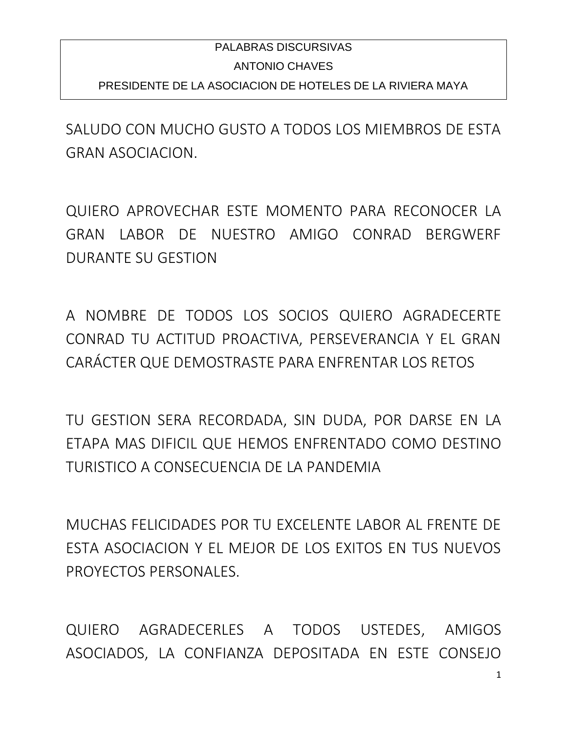PALABRAS DISCURSIVAS

ANTONIO CHAVES

PRESIDENTE DE LA ASOCIACION DE HOTELES DE LA RIVIERA MAYA

SALUDO CON MUCHO GUSTO A TODOS LOS MIEMBROS DE ESTA GRAN ASOCIACION.

QUIERO APROVECHAR ESTE MOMENTO PARA RECONOCER LA GRAN LABOR DE NUESTRO AMIGO CONRAD BERGWERF DURANTE SU GESTION

A NOMBRE DE TODOS LOS SOCIOS QUIERO AGRADECERTE CONRAD TU ACTITUD PROACTIVA, PERSEVERANCIA Y EL GRAN CARÁCTER QUE DEMOSTRASTE PARA ENFRENTAR LOS RETOS

TU GESTION SERA RECORDADA, SIN DUDA, POR DARSE EN LA ETAPA MAS DIFICIL QUE HEMOS ENFRENTADO COMO DESTINO TURISTICO A CONSECUENCIA DE LA PANDEMIA

MUCHAS FELICIDADES POR TU EXCELENTE LABOR AL FRENTE DE ESTA ASOCIACION Y EL MEJOR DE LOS EXITOS EN TUS NUEVOS PROYECTOS PERSONALES.

QUIERO AGRADECERLES A TODOS USTEDES, AMIGOS ASOCIADOS, LA CONFIANZA DEPOSITADA EN ESTE CONSEJO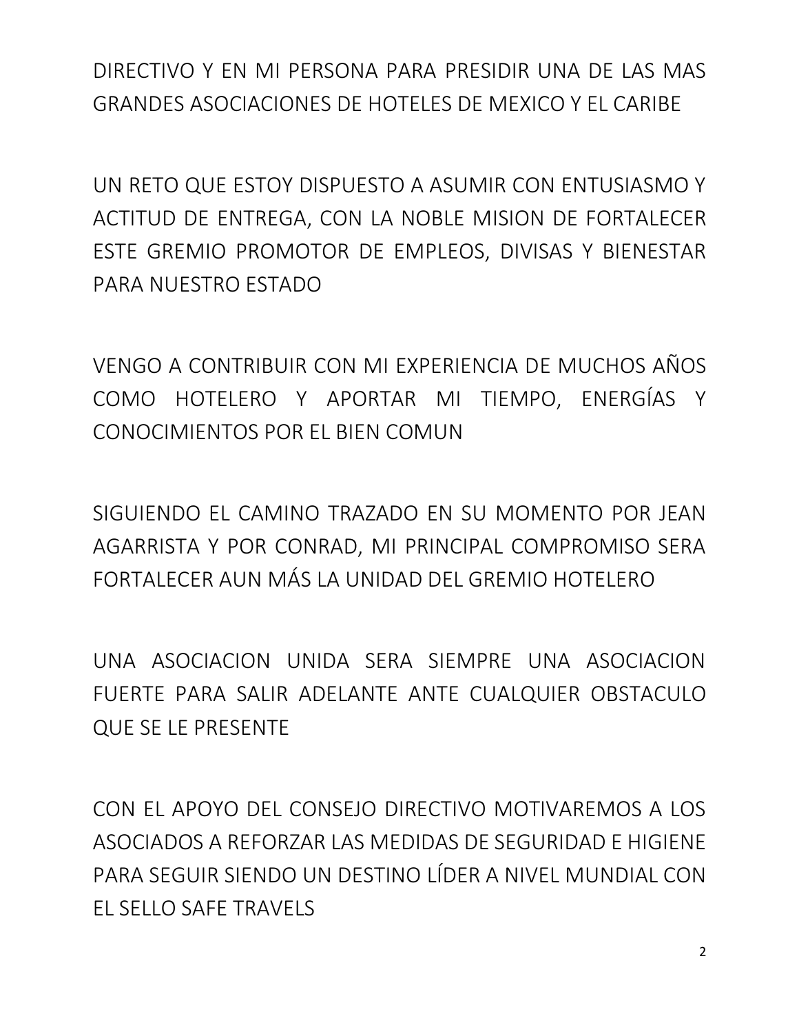DIRECTIVO Y EN MI PERSONA PARA PRESIDIR UNA DE LAS MAS GRANDES ASOCIACIONES DE HOTELES DE MEXICO Y EL CARIBE

UN RETO QUE ESTOY DISPUESTO A ASUMIR CON ENTUSIASMO Y ACTITUD DE ENTREGA, CON LA NOBLE MISION DE FORTALECER ESTE GREMIO PROMOTOR DE EMPLEOS, DIVISAS Y BIENESTAR PARA NUESTRO ESTADO

VENGO A CONTRIBUIR CON MI EXPERIENCIA DE MUCHOS AÑOS COMO HOTELERO Y APORTAR MI TIEMPO, ENERGÍAS Y CONOCIMIENTOS POR EL BIEN COMUN

SIGUIENDO EL CAMINO TRAZADO EN SU MOMENTO POR JEAN AGARRISTA Y POR CONRAD, MI PRINCIPAL COMPROMISO SERA FORTALECER AUN MÁS LA UNIDAD DEL GREMIO HOTELERO

UNA ASOCIACION UNIDA SERA SIEMPRE UNA ASOCIACION FUERTE PARA SALIR ADELANTE ANTE CUALQUIER OBSTACULO QUE SE LE PRESENTE

CON EL APOYO DEL CONSEJO DIRECTIVO MOTIVAREMOS A LOS ASOCIADOS A REFORZAR LAS MEDIDAS DE SEGURIDAD E HIGIENE PARA SEGUIR SIENDO UN DESTINO LÍDER A NIVEL MUNDIAL CON EL SELLO SAFE TRAVELS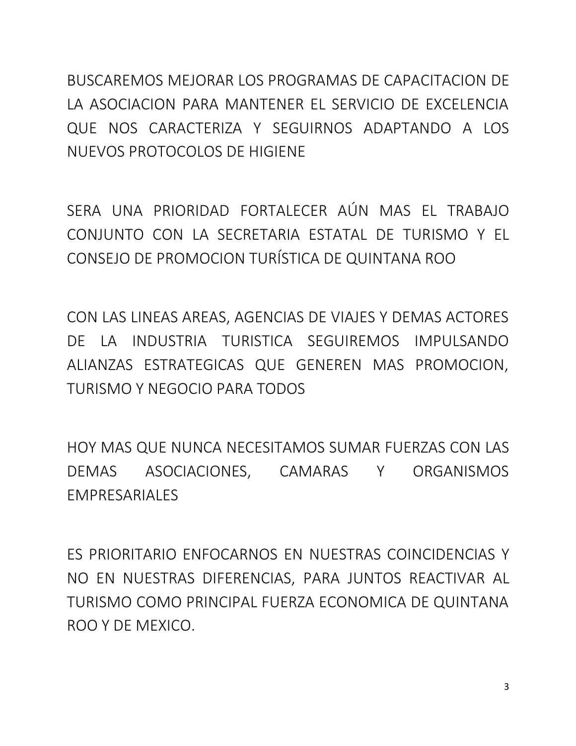BUSCAREMOS MEJORAR LOS PROGRAMAS DE CAPACITACION DE LA ASOCIACION PARA MANTENER EL SERVICIO DE EXCELENCIA QUE NOS CARACTERIZA Y SEGUIRNOS ADAPTANDO A LOS NUEVOS PROTOCOLOS DE HIGIENE

SERA UNA PRIORIDAD FORTALECER AÚN MAS EL TRABAJO CONJUNTO CON LA SECRETARIA ESTATAL DE TURISMO Y EL CONSEJO DE PROMOCION TURÍSTICA DE QUINTANA ROO

CON LAS LINEAS AREAS, AGENCIAS DE VIAJES Y DEMAS ACTORES DE LA INDUSTRIA TURISTICA SEGUIREMOS IMPULSANDO ALIANZAS ESTRATEGICAS QUE GENEREN MAS PROMOCION, TURISMO Y NEGOCIO PARA TODOS

HOY MAS QUE NUNCA NECESITAMOS SUMAR FUERZAS CON LAS DEMAS ASOCIACIONES, CAMARAS Y ORGANISMOS EMPRESARIALES

ES PRIORITARIO ENFOCARNOS EN NUESTRAS COINCIDENCIAS Y NO EN NUESTRAS DIFERENCIAS, PARA JUNTOS REACTIVAR AL TURISMO COMO PRINCIPAL FUERZA ECONOMICA DE QUINTANA ROO Y DE MEXICO.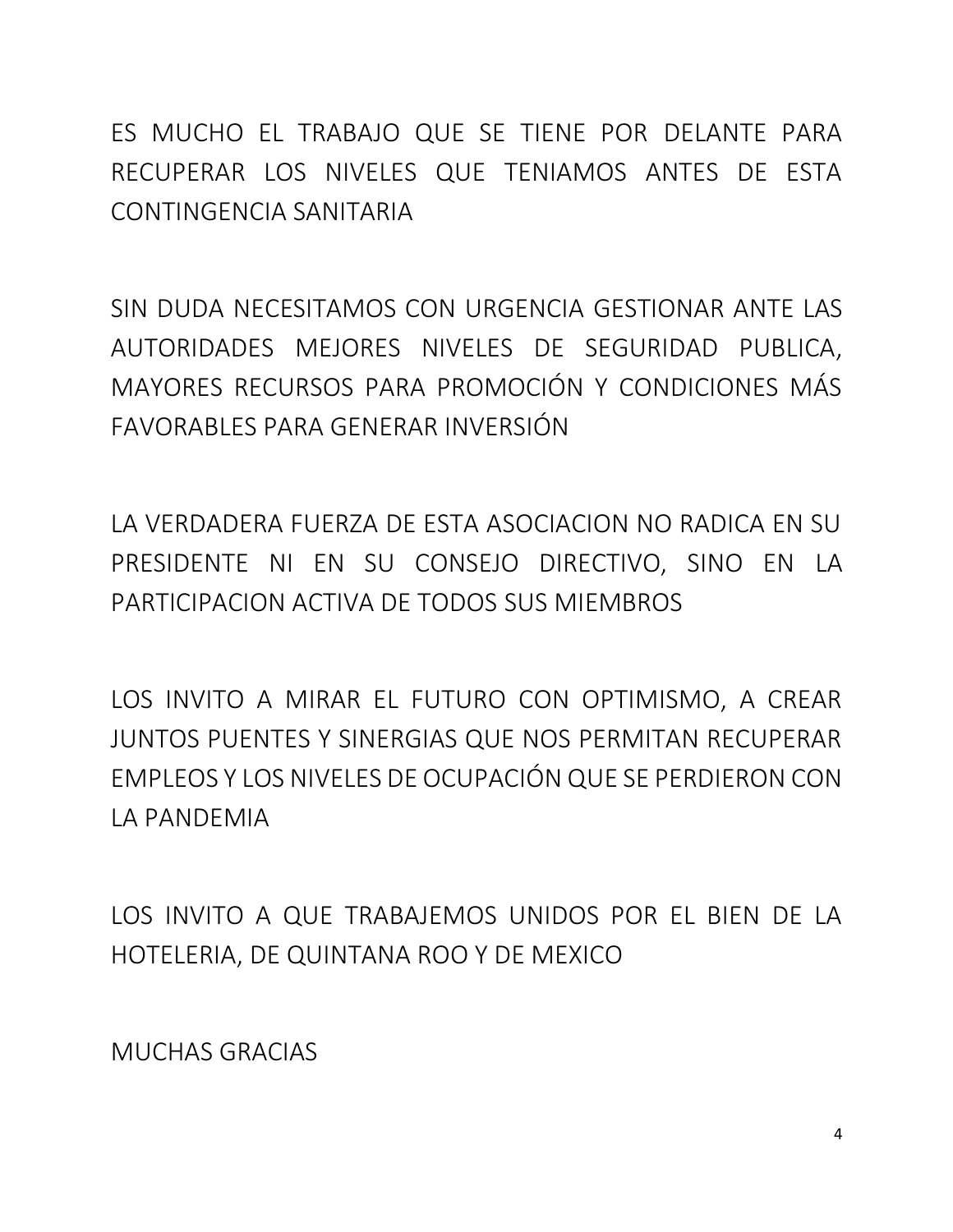ES MUCHO EL TRABAJO QUE SE TIENE POR DELANTE PARA RECUPERAR LOS NIVELES QUE TENIAMOS ANTES DE ESTA CONTINGENCIA SANITARIA

SIN DUDA NECESITAMOS CON URGENCIA GESTIONAR ANTE LAS AUTORIDADES MEJORES NIVELES DE SEGURIDAD PUBLICA, MAYORES RECURSOS PARA PROMOCIÓN Y CONDICIONES MÁS FAVORABLES PARA GENERAR INVERSIÓN

LA VERDADERA FUERZA DE ESTA ASOCIACION NO RADICA EN SU PRESIDENTE NI EN SU CONSEJO DIRECTIVO, SINO EN LA PARTICIPACION ACTIVA DE TODOS SUS MIEMBROS

LOS INVITO A MIRAR EL FUTURO CON OPTIMISMO, A CREAR JUNTOS PUENTES Y SINERGIAS QUE NOS PERMITAN RECUPERAR EMPLEOS Y LOS NIVELES DE OCUPACIÓN QUE SE PERDIERON CON LA PANDEMIA

LOS INVITO A QUE TRABAJEMOS UNIDOS POR EL BIEN DE LA HOTELERIA, DE QUINTANA ROO Y DE MEXICO

MUCHAS GRACIAS